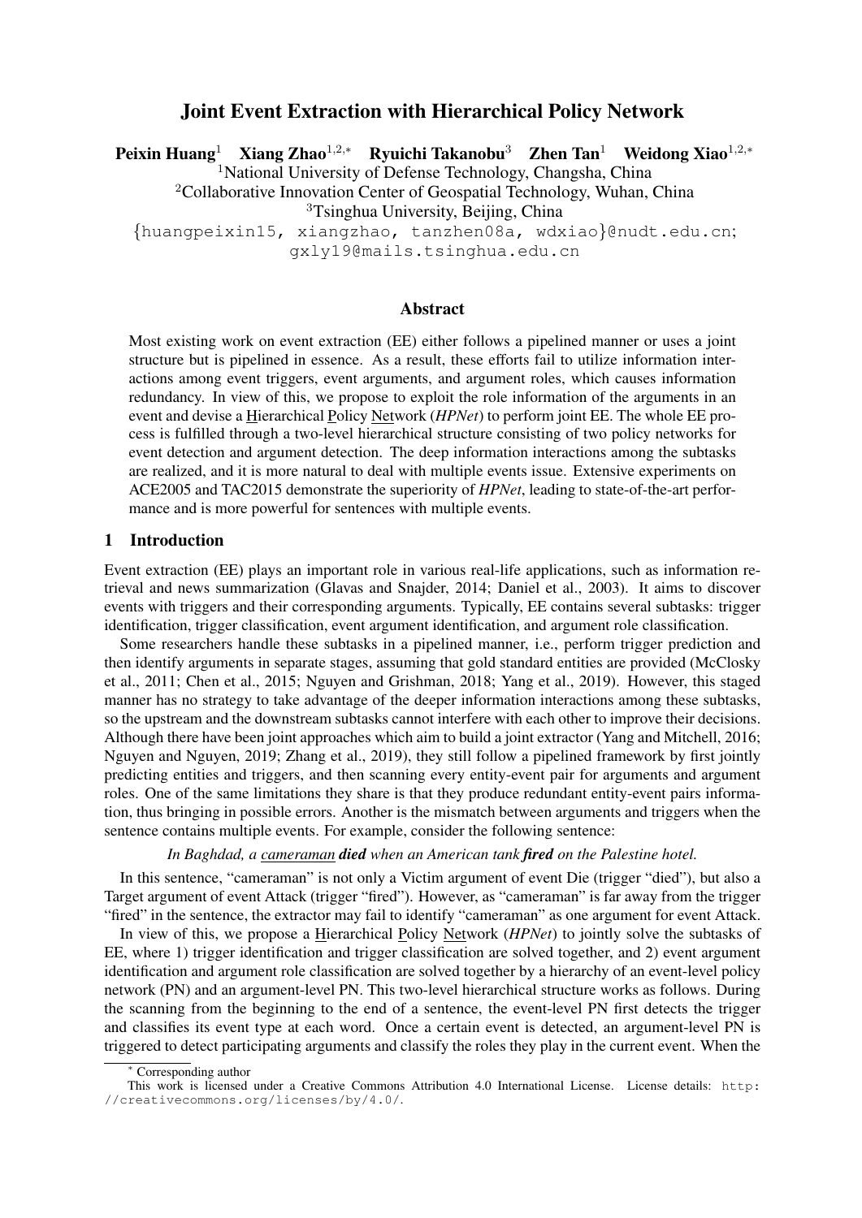# Joint Event Extraction with Hierarchical Policy Network

**Peixin Huang**[1] **Xiang Zhao**[1,2,*] **Ryuichi Takanobu**[3] **Zhen Tan**[1] **Weidong Xiao**[1,2,*]

[1]National University of Defense Technology, Changsha, China

[2]Collaborative Innovation Center of Geospatial Technology, Wuhan, China

[3]Tsinghua University, Beijing, China

{huangpeixin15, xiangzhao, tanzhen08a, wdxiao}@nudt.edu.cn; gxly19@mails.tsinghua.edu.cn

## Abstract

Most existing work on event extraction (EE) either follows a pipelined manner or uses a joint structure but is pipelined in essence. As a result, these efforts fail to utilize information interactions among event triggers, event arguments, and argument roles, which causes information redundancy. In view of this, we propose to exploit the role information of the arguments in an event and devise a Hierarchical Policy Network (*HPNet*) to perform joint EE. The whole EE process is fulfilled through a two-level hierarchical structure consisting of two policy networks for event detection and argument detection. The deep information interactions among the subtasks are realized, and it is more natural to deal with multiple events issue. Extensive experiments on ACE2005 and TAC2015 demonstrate the superiority of *HPNet*, leading to state-of-the-art performance and is more powerful for sentences with multiple events.

## 1 Introduction

Event extraction (EE) plays an important role in various real-life applications, such as information retrieval and news summarization (Glavas and Snajder, 2014; Daniel et al., 2003). It aims to discover events with triggers and their corresponding arguments. Typically, EE contains several subtasks: trigger identification, trigger classification, event argument identification, and argument role classification.

Some researchers handle these subtasks in a pipelined manner, i.e., perform trigger prediction and then identify arguments in separate stages, assuming that gold standard entities are provided (McClosky et al., 2011; Chen et al., 2015; Nguyen and Grishman, 2018; Yang et al., 2019). However, this staged manner has no strategy to take advantage of the deeper information interactions among these subtasks, so the upstream and the downstream subtasks cannot interfere with each other to improve their decisions. Although there have been joint approaches which aim to build a joint extractor (Yang and Mitchell, 2016; Nguyen and Nguyen, 2019; Zhang et al., 2019), they still follow a pipelined framework by first jointly predicting entities and triggers, and then scanning every entity-event pair for arguments and argument roles. One of the same limitations they share is that they produce redundant entity-event pairs information, thus bringing in possible errors. Another is the mismatch between arguments and triggers when the sentence contains multiple events. For example, consider the following sentence:

*In Baghdad, a cameraman* ***died*** *when an American tank* ***fired*** *on the Palestine hotel.*

In this sentence, "cameraman" is not only a Victim argument of event Die (trigger "died"), but also a Target argument of event Attack (trigger "fired"). However, as "cameraman" is far away from the trigger "fired" in the sentence, the extractor may fail to identify "cameraman" as one argument for event Attack.

In view of this, we propose a Hierarchical Policy Network (*HPNet*) to jointly solve the subtasks of EE, where 1) trigger identification and trigger classification are solved together, and 2) event argument identification and argument role classification are solved together by a hierarchy of an event-level policy network (PN) and an argument-level PN. This two-level hierarchical structure works as follows. During the scanning from the beginning to the end of a sentence, the event-level PN first detects the trigger and classifies its event type at each word. Once a certain event is detected, an argument-level PN is triggered to detect participating arguments and classify the roles they play in the current event. When the

---

* Corresponding author

This work is licensed under a Creative Commons Attribution 4.0 International License. License details: http://creativecommons.org/licenses/by/4.0/.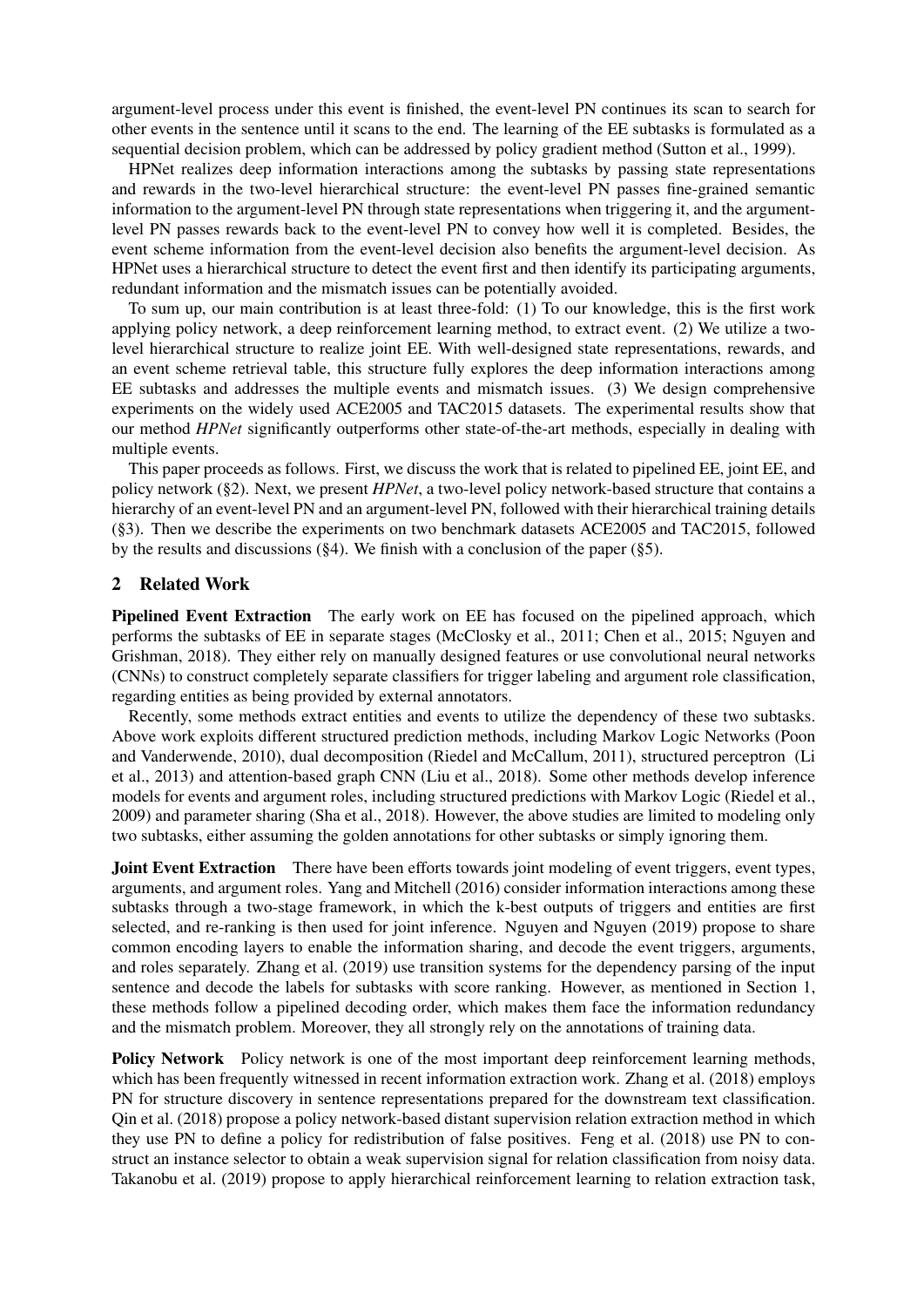argument-level process under this event is finished, the event-level PN continues its scan to search for other events in the sentence until it scans to the end. The learning of the EE subtasks is formulated as a sequential decision problem, which can be addressed by policy gradient method (Sutton et al., 1999).

HPNet realizes deep information interactions among the subtasks by passing state representations and rewards in the two-level hierarchical structure: the event-level PN passes fine-grained semantic information to the argument-level PN through state representations when triggering it, and the argument-level PN passes rewards back to the event-level PN to convey how well it is completed. Besides, the event scheme information from the event-level decision also benefits the argument-level decision. As HPNet uses a hierarchical structure to detect the event first and then identify its participating arguments, redundant information and the mismatch issues can be potentially avoided.

To sum up, our main contribution is at least three-fold: (1) To our knowledge, this is the first work applying policy network, a deep reinforcement learning method, to extract event. (2) We utilize a two-level hierarchical structure to realize joint EE. With well-designed state representations, rewards, and an event scheme retrieval table, this structure fully explores the deep information interactions among EE subtasks and addresses the multiple events and mismatch issues. (3) We design comprehensive experiments on the widely used ACE2005 and TAC2015 datasets. The experimental results show that our method *HPNet* significantly outperforms other state-of-the-art methods, especially in dealing with multiple events.

This paper proceeds as follows. First, we discuss the work that is related to pipelined EE, joint EE, and policy network (§2). Next, we present *HPNet*, a two-level policy network-based structure that contains a hierarchy of an event-level PN and an argument-level PN, followed with their hierarchical training details (§3). Then we describe the experiments on two benchmark datasets ACE2005 and TAC2015, followed by the results and discussions (§4). We finish with a conclusion of the paper (§5).

## 2 Related Work

**Pipelined Event Extraction** The early work on EE has focused on the pipelined approach, which performs the subtasks of EE in separate stages (McClosky et al., 2011; Chen et al., 2015; Nguyen and Grishman, 2018). They either rely on manually designed features or use convolutional neural networks (CNNs) to construct completely separate classifiers for trigger labeling and argument role classification, regarding entities as being provided by external annotators.

Recently, some methods extract entities and events to utilize the dependency of these two subtasks. Above work exploits different structured prediction methods, including Markov Logic Networks (Poon and Vanderwende, 2010), dual decomposition (Riedel and McCallum, 2011), structured perceptron (Li et al., 2013) and attention-based graph CNN (Liu et al., 2018). Some other methods develop inference models for events and argument roles, including structured predictions with Markov Logic (Riedel et al., 2009) and parameter sharing (Sha et al., 2018). However, the above studies are limited to modeling only two subtasks, either assuming the golden annotations for other subtasks or simply ignoring them.

**Joint Event Extraction** There have been efforts towards joint modeling of event triggers, event types, arguments, and argument roles. Yang and Mitchell (2016) consider information interactions among these subtasks through a two-stage framework, in which the k-best outputs of triggers and entities are first selected, and re-ranking is then used for joint inference. Nguyen and Nguyen (2019) propose to share common encoding layers to enable the information sharing, and decode the event triggers, arguments, and roles separately. Zhang et al. (2019) use transition systems for the dependency parsing of the input sentence and decode the labels for subtasks with score ranking. However, as mentioned in Section 1, these methods follow a pipelined decoding order, which makes them face the information redundancy and the mismatch problem. Moreover, they all strongly rely on the annotations of training data.

**Policy Network** Policy network is one of the most important deep reinforcement learning methods, which has been frequently witnessed in recent information extraction work. Zhang et al. (2018) employs PN for structure discovery in sentence representations prepared for the downstream text classification. Qin et al. (2018) propose a policy network-based distant supervision relation extraction method in which they use PN to define a policy for redistribution of false positives. Feng et al. (2018) use PN to construct an instance selector to obtain a weak supervision signal for relation classification from noisy data. Takanobu et al. (2019) propose to apply hierarchical reinforcement learning to relation extraction task,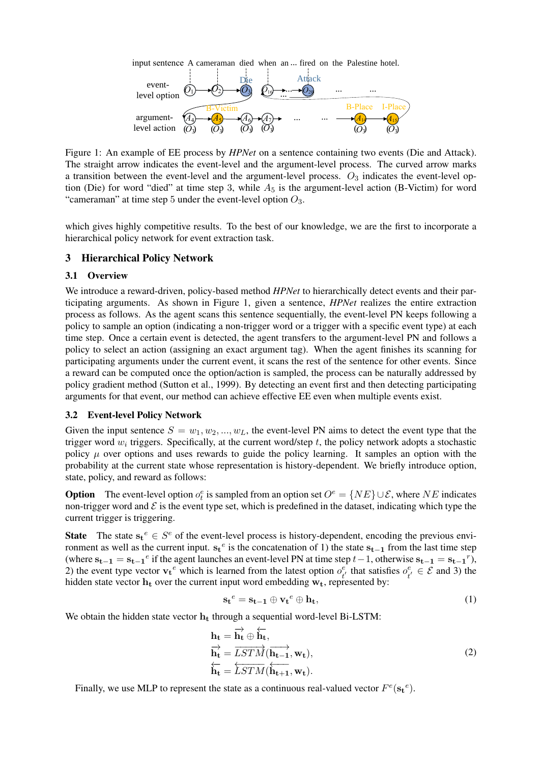Figure 1: An example of EE process by *HPNet* on a sentence containing two events (Die and Attack). The straight arrow indicates the event-level and the argument-level process. The curved arrow marks a transition between the event-level and the argument-level process. $O_3$ indicates the event-level option (Die) for word "died" at time step 3, while $A_5$ is the argument-level action (B-Victim) for word "cameraman" at time step 5 under the event-level option $O_3$.

which gives highly competitive results. To the best of our knowledge, we are the first to incorporate a hierarchical policy network for event extraction task.

## 3 Hierarchical Policy Network

### 3.1 Overview

We introduce a reward-driven, policy-based method *HPNet* to hierarchically detect events and their participating arguments. As shown in Figure 1, given a sentence, *HPNet* realizes the entire extraction process as follows. As the agent scans this sentence sequentially, the event-level PN keeps following a policy to sample an option (indicating a non-trigger word or a trigger with a specific event type) at each time step. Once a certain event is detected, the agent transfers to the argument-level PN and follows a policy to select an action (assigning an exact argument tag). When the agent finishes its scanning for participating arguments under the current event, it scans the rest of the sentence for other events. Since a reward can be computed once the option/action is sampled, the process can be naturally addressed by policy gradient method (Sutton et al., 1999). By detecting an event first and then detecting participating arguments for that event, our method can achieve effective EE even when multiple events exist.

### 3.2 Event-level Policy Network

Given the input sentence $S = w_1, w_2, ..., w_L$, the event-level PN aims to detect the event type that the trigger word $w_i$ triggers. Specifically, at the current word/step $t$, the policy network adopts a stochastic policy $\mu$ over options and uses rewards to guide the policy learning. It samples an option with the probability at the current state whose representation is history-dependent. We briefly introduce option, state, policy, and reward as follows:

**Option** The event-level option $o_t^e$ is sampled from an option set $O^e = \{NE\} \cup \mathcal{E}$, where $NE$ indicates non-trigger word and $\mathcal{E}$ is the event type set, which is predefined in the dataset, indicating which type the current trigger is triggering.

**State** The state $\mathbf{s_t}^e \in S^e$ of the event-level process is history-dependent, encoding the previous environment as well as the current input. $\mathbf{s_t}^e$ is the concatenation of 1) the state $\mathbf{s_{t-1}}$ from the last time step (where $\mathbf{s_{t-1}} = \mathbf{s_{t-1}}^e$ if the agent launches an event-level PN at time step $t-1$, otherwise $\mathbf{s_{t-1}} = \mathbf{s_{t-1}}^r$), 2) the event type vector $\mathbf{v_t}^e$ which is learned from the latest option $o_{t'}^e$ that satisfies $o_{t'}^e \in \mathcal{E}$ and 3) the hidden state vector $\mathbf{h_t}$ over the current input word embedding $\mathbf{w_t}$, represented by:

$$\mathbf{s_t}^e = \mathbf{s_{t-1}} \oplus \mathbf{v_t}^e \oplus \mathbf{h_t}, \tag{1}$$

We obtain the hidden state vector $\mathbf{h_t}$ through a sequential word-level Bi-LSTM:

$$\begin{aligned}
\mathbf{h_t} &= \overrightarrow{\mathbf{h_t}} \oplus \overleftarrow{\mathbf{h_t}}, \\
\overrightarrow{\mathbf{h_t}} &= \overrightarrow{LSTM}(\overrightarrow{\mathbf{h_{t-1}}}, \mathbf{w_t}), \\
\overleftarrow{\mathbf{h_t}} &= \overleftarrow{LSTM}(\overleftarrow{\mathbf{h_{t+1}}}, \mathbf{w_t}).
\end{aligned} \tag{2}$$

Finally, we use MLP to represent the state as a continuous real-valued vector $F^e(\mathbf{s_t}^e)$.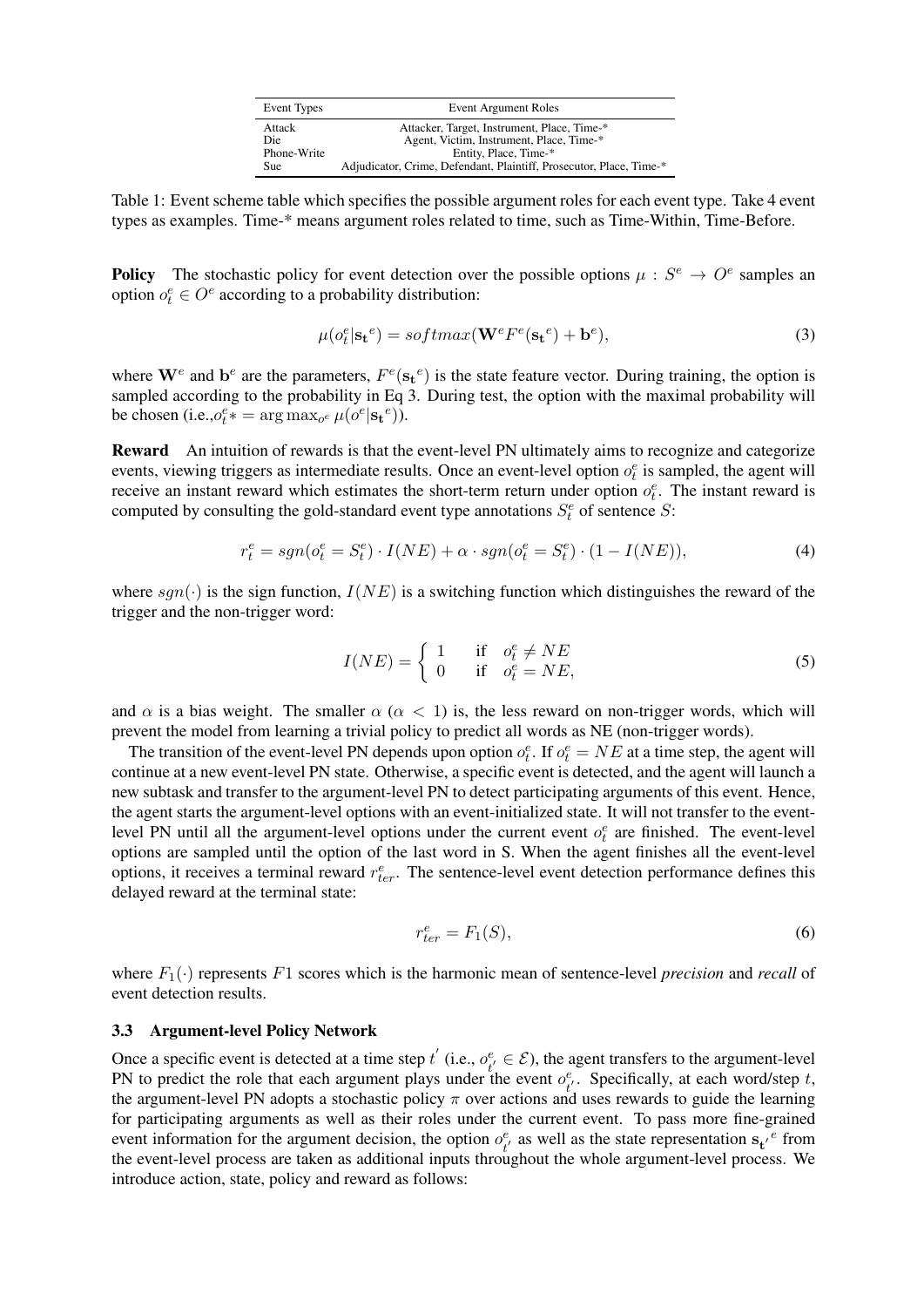| Event Types | Event Argument Roles |
| --- | --- |
| Attack | Attacker, Target, Instrument, Place, Time-* |
| Die | Agent, Victim, Instrument, Place, Time-* |
| Phone-Write | Entity, Place, Time-* |
| Sue | Adjudicator, Crime, Defendant, Plaintiff, Prosecutor, Place, Time-* |

Table 1: Event scheme table which specifies the possible argument roles for each event type. Take 4 event types as examples. Time-* means argument roles related to time, such as Time-Within, Time-Before.

**Policy** The stochastic policy for event detection over the possible options $\mu : S^e \rightarrow O^e$ samples an option $o_t^e \in O^e$ according to a probability distribution:

$$\mu(o_t^e|\mathbf{s_t}^e) = softmax(\mathbf{W}^e F^e(\mathbf{s_t}^e) + \mathbf{b}^e), \tag{3}$$

where $\mathbf{W}^e$ and $\mathbf{b}^e$ are the parameters, $F^e(\mathbf{s_t}^e)$ is the state feature vector. During training, the option is sampled according to the probability in Eq 3. During test, the option with the maximal probability will be chosen (i.e.,$o_t^e* = \arg\max_{o^e} \mu(o^e|\mathbf{s_t}^e)$).

**Reward** An intuition of rewards is that the event-level PN ultimately aims to recognize and categorize events, viewing triggers as intermediate results. Once an event-level option $o_t^e$ is sampled, the agent will receive an instant reward which estimates the short-term return under option $o_t^e$. The instant reward is computed by consulting the gold-standard event type annotations $S_t^e$ of sentence $S$:

$$r_t^e = sgn(o_t^e = S_t^e) \cdot I(NE) + \alpha \cdot sgn(o_t^e = S_t^e) \cdot (1 - I(NE)), \tag{4}$$

where $sgn(\cdot)$ is the sign function, $I(NE)$ is a switching function which distinguishes the reward of the trigger and the non-trigger word:

$$I(NE) = \begin{cases} 1 & \text{if} \quad o_t^e \neq NE \\ 0 & \text{if} \quad o_t^e = NE, \end{cases} \tag{5}$$

and $\alpha$ is a bias weight. The smaller $\alpha$ ($\alpha < 1$) is, the less reward on non-trigger words, which will prevent the model from learning a trivial policy to predict all words as NE (non-trigger words).

The transition of the event-level PN depends upon option $o_t^e$. If $o_t^e = NE$ at a time step, the agent will continue at a new event-level PN state. Otherwise, a specific event is detected, and the agent will launch a new subtask and transfer to the argument-level PN to detect participating arguments of this event. Hence, the agent starts the argument-level options with an event-initialized state. It will not transfer to the event-level PN until all the argument-level options under the current event $o_t^e$ are finished. The event-level options are sampled until the option of the last word in S. When the agent finishes all the event-level options, it receives a terminal reward $r_{ter}^e$. The sentence-level event detection performance defines this delayed reward at the terminal state:

$$r_{ter}^e = F_1(S), \tag{6}$$

where $F_1(\cdot)$ represents $F1$ scores which is the harmonic mean of sentence-level *precision* and *recall* of event detection results.

### 3.3 Argument-level Policy Network

Once a specific event is detected at a time step $t'$ (i.e., $o_{t'}^e \in \mathcal{E}$), the agent transfers to the argument-level PN to predict the role that each argument plays under the event $o_{t'}^e$. Specifically, at each word/step $t$, the argument-level PN adopts a stochastic policy $\pi$ over actions and uses rewards to guide the learning for participating arguments as well as their roles under the current event. To pass more fine-grained event information for the argument decision, the option $o_{t'}^e$ as well as the state representation $\mathbf{s_t}'^e$ from the event-level process are taken as additional inputs throughout the whole argument-level process. We introduce action, state, policy and reward as follows: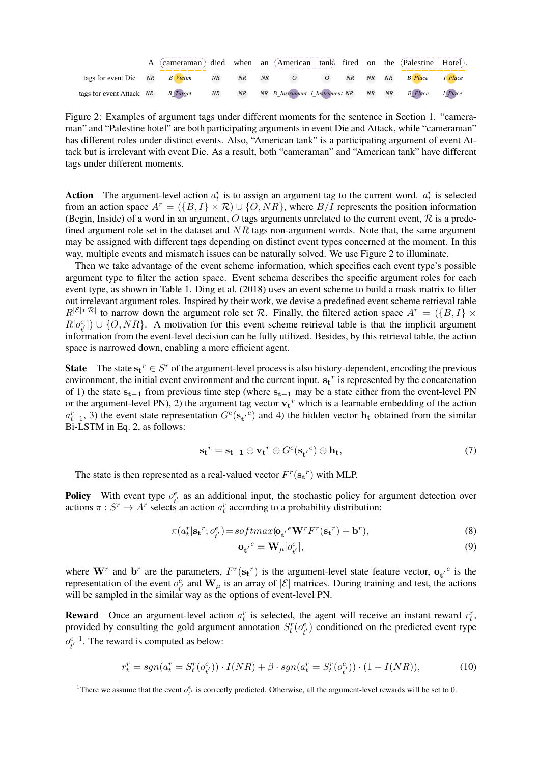|  | A | cameraman | died | when | an | American | tank | fired | on | the | Palestine | Hotel | . |
|---|---|---|---|---|---|---|---|---|---|---|---|---|---|
| tags for event Die | NR | B_Victim | NR | NR | NR | O | O | NR | NR | NR | B_Place | I_Place |  |
| tags for event Attack | NR | B_Target | NR | NR | NR | B_Instrument | I_Instrument | NR | NR | NR | B_Place | I_Place |  |

Figure 2: Examples of argument tags under different moments for the sentence in Section 1. "cameraman" and "Palestine hotel" are both participating arguments in event Die and Attack, while "cameraman" has different roles under distinct events. Also, "American tank" is a participating argument of event Attack but is irrelevant with event Die. As a result, both "cameraman" and "American tank" have different tags under different moments.

**Action** The argument-level action $a^r_t$ is to assign an argument tag to the current word. $a^r_t$ is selected from an action space $A^r = (\{B, I\} \times \mathcal{R}) \cup \{O, NR\}$, where $B/I$ represents the position information (Begin, Inside) of a word in an argument, $O$ tags arguments unrelated to the current event, $\mathcal{R}$ is a predefined argument role set in the dataset and $NR$ tags non-argument words. Note that, the same argument may be assigned with different tags depending on distinct event types concerned at the moment. In this way, multiple events and mismatch issues can be naturally solved. We use Figure 2 to illuminate.

Then we take advantage of the event scheme information, which specifies each event type's possible argument type to filter the action space. Event schema describes the specific argument roles for each event type, as shown in Table 1. Ding et al. (2018) uses an event scheme to build a mask matrix to filter out irrelevant argument roles. Inspired by their work, we devise a predefined event scheme retrieval table $R^{|\mathcal{E}|*|\mathcal{R}|}$ to narrow down the argument role set $\mathcal{R}$. Finally, the filtered action space $A^r = (\{B, I\} \times R[o^e_{t'}]) \cup \{O, NR\}$. A motivation for this event scheme retrieval table is that the implicit argument information from the event-level decision can be fully utilized. Besides, by this retrieval table, the action space is narrowed down, enabling a more efficient agent.

**State** The state $\mathbf{s_t}^r \in S^r$ of the argument-level process is also history-dependent, encoding the previous environment, the initial event environment and the current input. $\mathbf{s_t}^r$ is represented by the concatenation of 1) the state $\mathbf{s_{t-1}}$ from previous time step (where $\mathbf{s_{t-1}}$ may be a state either from the event-level PN or the argument-level PN), 2) the argument tag vector $\mathbf{v_t}^r$ which is a learnable embedding of the action $a^r_{t-1}$, 3) the event state representation $G^e(\mathbf{s_{t'}}^e)$ and 4) the hidden vector $\mathbf{h_t}$ obtained from the similar Bi-LSTM in Eq. 2, as follows:

$$\mathbf{s_t}^r = \mathbf{s_{t-1}} \oplus \mathbf{v_t}^r \oplus G^e(\mathbf{s_{t'}}^e) \oplus \mathbf{h_t}, \tag{7}$$

The state is then represented as a real-valued vector $F^r(\mathbf{s_t}^r)$ with MLP.

**Policy** With event type $o^e_{t'}$ as an additional input, the stochastic policy for argument detection over actions $\pi : S^r \rightarrow A^r$ selects an action $a^r_t$ according to a probability distribution:

$$\pi(a^r_t|\mathbf{s_t}^r; o^e_{t'}) = softmax(\mathbf{o_{t'}}^e \mathbf{W}^r F^r(\mathbf{s_t}^r) + \mathbf{b}^r), \tag{8}$$

$$\mathbf{o_{t'}}^e = \mathbf{W}_\mu[o^e_{t'}], \tag{9}$$

where $\mathbf{W}^r$ and $\mathbf{b}^r$ are the parameters, $F^r(\mathbf{s_t}^r)$ is the argument-level state feature vector, $\mathbf{o_{t'}}^e$ is the representation of the event $o^e_{t'}$ and $\mathbf{W}_\mu$ is an array of $|\mathcal{E}|$ matrices. During training and test, the actions will be sampled in the similar way as the options of event-level PN.

**Reward** Once an argument-level action $a^r_t$ is selected, the agent will receive an instant reward $r^r_t$, provided by consulting the gold argument annotation $S^r_t(o^e_{t'})$ conditioned on the predicted event type $o^e_{t'}$ [1]. The reward is computed as below:

$$r^r_t = sgn(a^r_t = S^r_t(o^e_{t'})) \cdot I(NR) + \beta \cdot sgn(a^r_t = S^r_t(o^e_{t'})) \cdot (1 - I(NR)), \tag{10}$$

[1] There we assume that the event $o^e_{t'}$ is correctly predicted. Otherwise, all the argument-level rewards will be set to 0.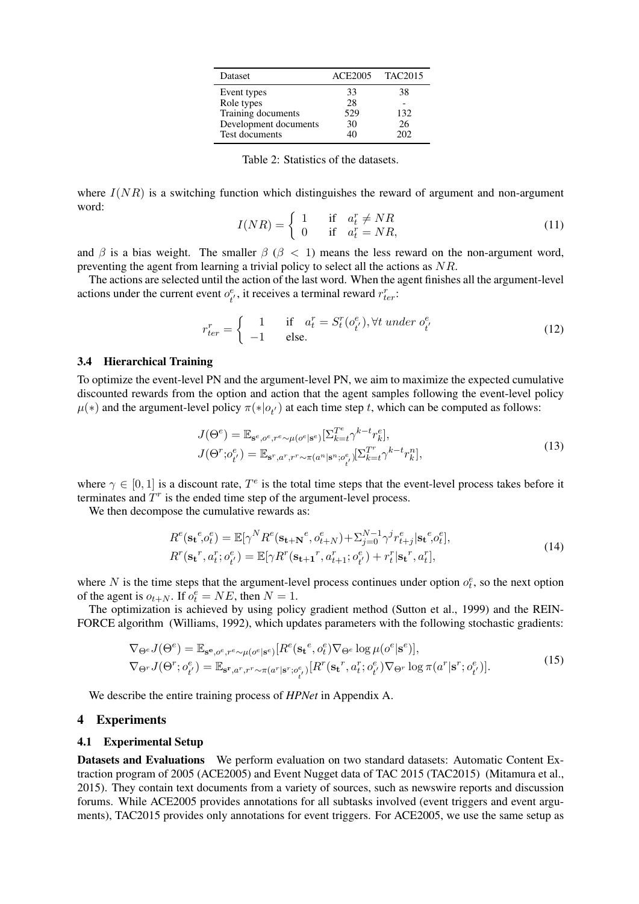| Dataset | ACE2005 | TAC2015 |
|---|---|---|
| Event types | 33 | 38 |
| Role types | 28 | - |
| Training documents | 529 | 132 |
| Development documents | 30 | 26 |
| Test documents | 40 | 202 |

Table 2: Statistics of the datasets.

where $I(NR)$ is a switching function which distinguishes the reward of argument and non-argument word:

$$I(NR) = \begin{cases} 1 & \text{if} \quad a_t^r \neq NR \\ 0 & \text{if} \quad a_t^r = NR, \end{cases} \tag{11}$$

and $\beta$ is a bias weight. The smaller $\beta$ ($\beta < 1$) means the less reward on the non-argument word, preventing the agent from learning a trivial policy to select all the actions as $NR$.

The actions are selected until the action of the last word. When the agent finishes all the argument-level actions under the current event $o_{t'}^e$, it receives a terminal reward $r_{ter}^r$:

$$r_{ter}^r = \begin{cases} 1 & \text{if} \quad a_t^r = S_t^r(o_{t'}^e), \forall t \; under \; o_{t'}^e \\ -1 & \text{else.} \end{cases} \tag{12}$$

### 3.4 Hierarchical Training

To optimize the event-level PN and the argument-level PN, we aim to maximize the expected cumulative discounted rewards from the option and action that the agent samples following the event-level policy $\mu(*)$ and the argument-level policy $\pi(*|o_{t'})$ at each time step $t$, which can be computed as follows:

$$\begin{aligned} J(\Theta^e) &= \mathbb{E}_{\mathbf{s}^e, o^e, r^e \sim \mu(o^e|\mathbf{s}^e)}[\Sigma_{k=t}^{T^e} \gamma^{k-t} r_k^e], \\ J(\Theta^r; o_{t'}^e) &= \mathbb{E}_{\mathbf{s}^r, a^r, r^r \sim \pi(a^n|\mathbf{s}^n; o_{t'}^e)}[\Sigma_{k=t}^{T^r} \gamma^{k-t} r_k^n], \end{aligned} \tag{13}$$

where $\gamma \in [0, 1]$ is a discount rate, $T^e$ is the total time steps that the event-level process takes before it terminates and $T^r$ is the ended time step of the argument-level process.

We then decompose the cumulative rewards as:

$$\begin{aligned} R^e(\mathbf{s_t}^e, o_t^e) &= \mathbb{E}[\gamma^N R^e(\mathbf{s_{t+N}}^e, o_{t+N}^e) + \Sigma_{j=0}^{N-1} \gamma^j r_{t+j}^e | \mathbf{s_t}^e, o_t^e], \\ R^r(\mathbf{s_t}^r, a_t^r; o_{t'}^e) &= \mathbb{E}[\gamma R^r(\mathbf{s_{t+1}}^r, a_{t+1}^r; o_{t'}^e) + r_t^r | \mathbf{s_t}^r, a_t^r], \end{aligned} \tag{14}$$

where $N$ is the time steps that the argument-level process continues under option $o_t^e$, so the next option of the agent is $o_{t+N}$. If $o_t^e = NE$, then $N = 1$.

The optimization is achieved by using policy gradient method (Sutton et al., 1999) and the REINFORCE algorithm (Williams, 1992), which updates parameters with the following stochastic gradients:

$$\begin{aligned} \nabla_{\Theta^e} J(\Theta^e) &= \mathbb{E}_{\mathbf{s^e}, o^e, r^e \sim \mu(o^e|\mathbf{s}^e)}[R^e(\mathbf{s_t}^e, o_t^e) \nabla_{\Theta^e} \log \mu(o^e|\mathbf{s}^e)], \\ \nabla_{\Theta^r} J(\Theta^r; o_{t'}^e) &= \mathbb{E}_{\mathbf{s^r}, a^r, r^r \sim \pi(a^r|\mathbf{s}^r; o_{t'}^e)}[R^r(\mathbf{s_t}^r, a_t^r; o_{t'}^e) \nabla_{\Theta^r} \log \pi(a^r|\mathbf{s}^r; o_{t'}^e)]. \end{aligned} \tag{15}$$

We describe the entire training process of *HPNet* in Appendix A.

## 4 Experiments

### 4.1 Experimental Setup

**Datasets and Evaluations** We perform evaluation on two standard datasets: Automatic Content Extraction program of 2005 (ACE2005) and Event Nugget data of TAC 2015 (TAC2015) (Mitamura et al., 2015). They contain text documents from a variety of sources, such as newswire reports and discussion forums. While ACE2005 provides annotations for all subtasks involved (event triggers and event arguments), TAC2015 provides only annotations for event triggers. For ACE2005, we use the same setup as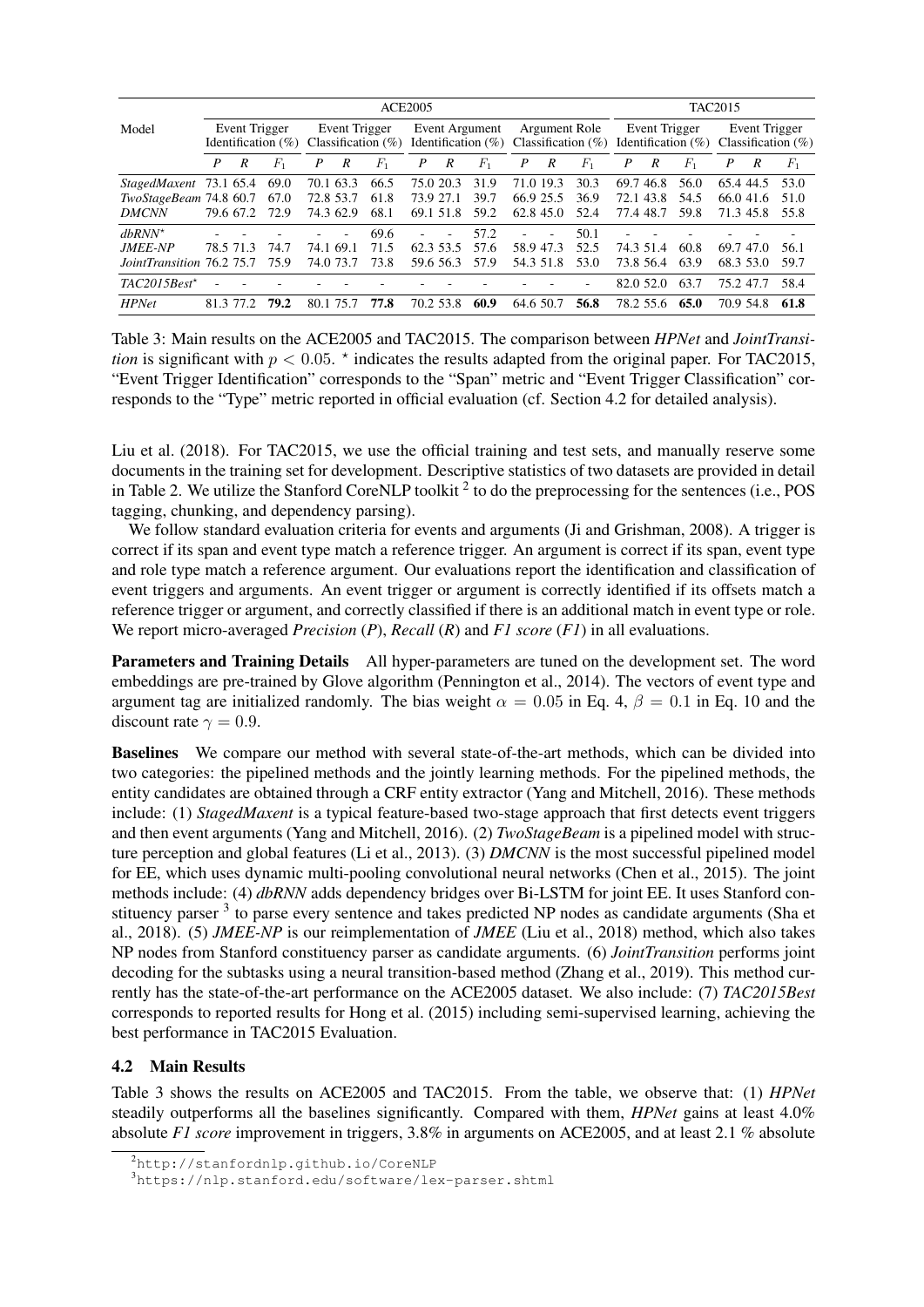| Model | ACE2005 | | | | | | | | | | | | TAC2015 | | | | | |
|---|---|---|---|---|---|---|---|---|---|---|---|---|---|---|---|---|---|---|
| | Event Trigger Identification (%) | | | Event Trigger Classification (%) | | | Event Argument Identification (%) | | | Argument Role Classification (%) | | | Event Trigger Identification (%) | | | Event Trigger Classification (%) | | |
| | *P* | *R* | $F_1$ | *P* | *R* | $F_1$ | *P* | *R* | $F_1$ | *P* | *R* | $F_1$ | *P* | *R* | $F_1$ | *P* | *R* | $F_1$ |
| *StagedMaxent* | 73.1 | 65.4 | 69.0 | 70.1 | 63.3 | 66.5 | 75.0 | 20.3 | 31.9 | 71.0 | 19.3 | 30.3 | 69.7 | 46.8 | 56.0 | 65.4 | 44.5 | 53.0 |
| *TwoStageBeam* | 74.8 | 60.7 | 67.0 | 72.8 | 53.7 | 61.8 | 73.9 | 27.1 | 39.7 | 66.9 | 25.5 | 36.9 | 72.1 | 43.8 | 54.5 | 66.0 | 41.6 | 51.0 |
| *DMCNN* | 79.6 | 67.2 | 72.9 | 74.3 | 62.9 | 68.1 | 69.1 | 51.8 | 59.2 | 62.8 | 45.0 | 52.4 | 77.4 | 48.7 | 59.8 | 71.3 | 45.8 | 55.8 |
| *dbRNN*⋆ | - | - | - | - | - | 69.6 | - | - | 57.2 | - | - | 50.1 | - | - | - | - | - | - |
| *JMEE-NP* | 78.5 | 71.3 | 74.7 | 74.1 | 69.1 | 71.5 | 62.3 | 53.5 | 57.6 | 58.9 | 47.3 | 52.5 | 74.3 | 51.4 | 60.8 | 69.7 | 47.0 | 56.1 |
| *JointTransition* | 76.2 | 75.7 | 75.9 | 74.0 | 73.7 | 73.8 | 59.6 | 56.3 | 57.9 | 54.3 | 51.8 | 53.0 | 73.8 | 56.4 | 63.9 | 68.3 | 53.0 | 59.7 |
| *TAC2015Best*⋆ | - | - | - | - | - | - | - | - | - | - | - | - | 82.0 | 52.0 | 63.7 | 75.2 | 47.7 | 58.4 |
| *HPNet* | 81.3 | 77.2 | **79.2** | 80.1 | 75.7 | **77.8** | 70.2 | 53.8 | **60.9** | 64.6 | 50.7 | **56.8** | 78.2 | 55.6 | **65.0** | 70.9 | 54.8 | **61.8** |

Table 3: Main results on the ACE2005 and TAC2015. The comparison between *HPNet* and *JointTransition* is significant with $p < 0.05$. ⋆ indicates the results adapted from the original paper. For TAC2015, "Event Trigger Identification" corresponds to the "Span" metric and "Event Trigger Classification" corresponds to the "Type" metric reported in official evaluation (cf. Section 4.2 for detailed analysis).

Liu et al. (2018). For TAC2015, we use the official training and test sets, and manually reserve some documents in the training set for development. Descriptive statistics of two datasets are provided in detail in Table 2. We utilize the Stanford CoreNLP toolkit [2] to do the preprocessing for the sentences (i.e., POS tagging, chunking, and dependency parsing).

We follow standard evaluation criteria for events and arguments (Ji and Grishman, 2008). A trigger is correct if its span and event type match a reference trigger. An argument is correct if its span, event type and role type match a reference argument. Our evaluations report the identification and classification of event triggers and arguments. An event trigger or argument is correctly identified if its offsets match a reference trigger or argument, and correctly classified if there is an additional match in event type or role. We report micro-averaged *Precision* (*P*), *Recall* (*R*) and *F1 score* (*F1*) in all evaluations.

**Parameters and Training Details** All hyper-parameters are tuned on the development set. The word embeddings are pre-trained by Glove algorithm (Pennington et al., 2014). The vectors of event type and argument tag are initialized randomly. The bias weight $\alpha = 0.05$ in Eq. 4, $\beta = 0.1$ in Eq. 10 and the discount rate $\gamma = 0.9$.

**Baselines** We compare our method with several state-of-the-art methods, which can be divided into two categories: the pipelined methods and the jointly learning methods. For the pipelined methods, the entity candidates are obtained through a CRF entity extractor (Yang and Mitchell, 2016). These methods include: (1) *StagedMaxent* is a typical feature-based two-stage approach that first detects event triggers and then event arguments (Yang and Mitchell, 2016). (2) *TwoStageBeam* is a pipelined model with structure perception and global features (Li et al., 2013). (3) *DMCNN* is the most successful pipelined model for EE, which uses dynamic multi-pooling convolutional neural networks (Chen et al., 2015). The joint methods include: (4) *dbRNN* adds dependency bridges over Bi-LSTM for joint EE. It uses Stanford constituency parser [3] to parse every sentence and takes predicted NP nodes as candidate arguments (Sha et al., 2018). (5) *JMEE-NP* is our reimplementation of *JMEE* (Liu et al., 2018) method, which also takes NP nodes from Stanford constituency parser as candidate arguments. (6) *JointTransition* performs joint decoding for the subtasks using a neural transition-based method (Zhang et al., 2019). This method currently has the state-of-the-art performance on the ACE2005 dataset. We also include: (7) *TAC2015Best* corresponds to reported results for Hong et al. (2015) including semi-supervised learning, achieving the best performance in TAC2015 Evaluation.

### 4.2 Main Results

Table 3 shows the results on ACE2005 and TAC2015. From the table, we observe that: (1) *HPNet* steadily outperforms all the baselines significantly. Compared with them, *HPNet* gains at least 4.0% absolute *F1 score* improvement in triggers, 3.8% in arguments on ACE2005, and at least 2.1 % absolute

[2] http://stanfordnlp.github.io/CoreNLP

[3] https://nlp.stanford.edu/software/lex-parser.shtml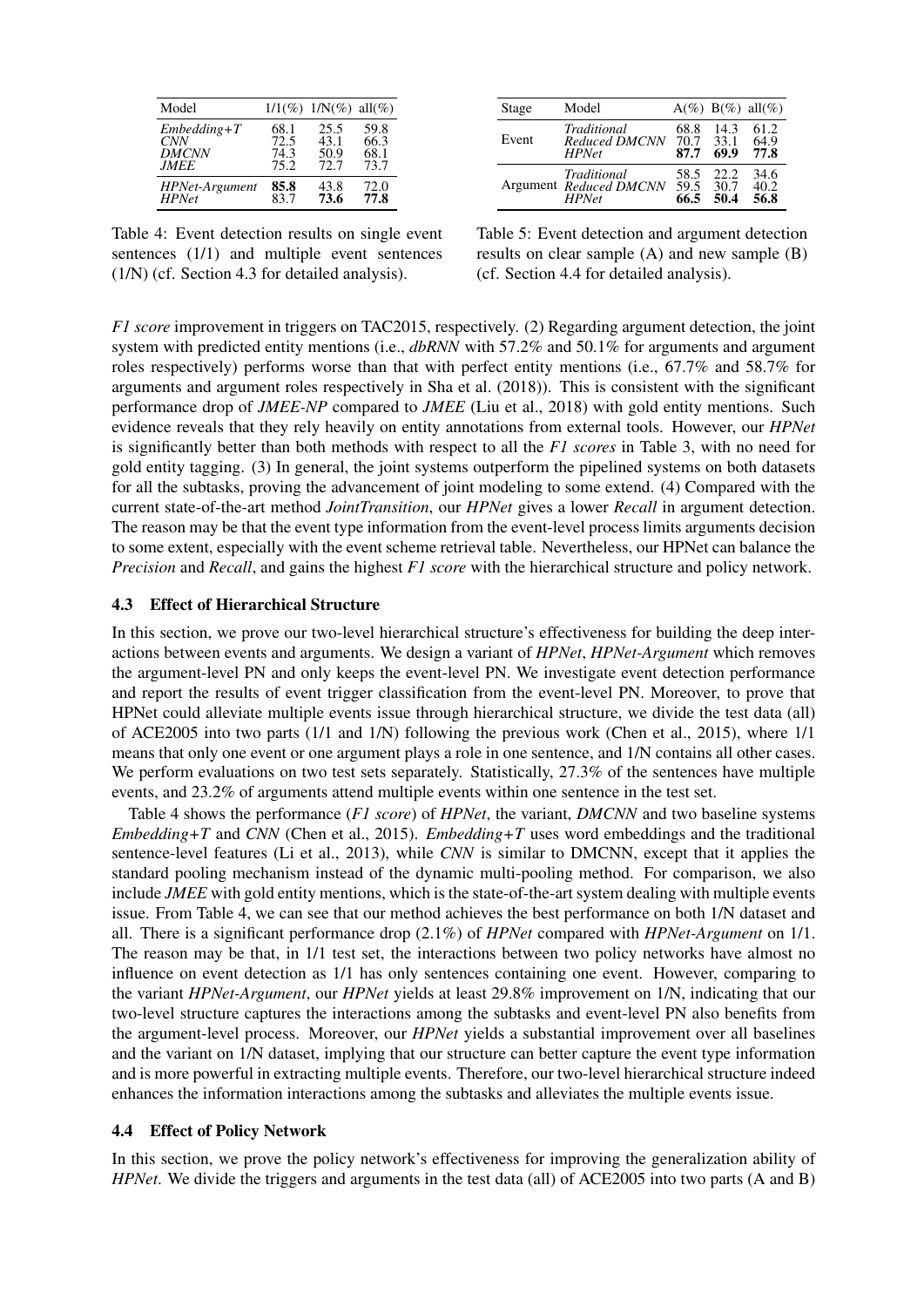| Model | 1/1(%) | 1/N(%) | all(%) |
|---|---|---|---|
| *Embedding+T* | 68.1 | 25.5 | 59.8 |
| *CNN* | 72.5 | 43.1 | 66.3 |
| *DMCNN* | 74.3 | 50.9 | 68.1 |
| *JMEE* | 75.2 | 72.7 | 73.7 |
| *HPNet-Argument* | **85.8** | 43.8 | 72.0 |
| *HPNet* | 83.7 | **73.6** | **77.8** |

Table 4: Event detection results on single event sentences (1/1) and multiple event sentences (1/N) (cf. Section 4.3 for detailed analysis).

| Stage | Model | A(%) | B(%) | all(%) |
|---|---|---|---|---|
| Event | *Traditional* | 68.8 | 14.3 | 61.2 |
| | *Reduced DMCNN* | 70.7 | 33.1 | 64.9 |
| | *HPNet* | **87.7** | **69.9** | **77.8** |
| Argument | *Traditional* | 58.5 | 22.2 | 34.6 |
| | *Reduced DMCNN* | 59.5 | 30.7 | 40.2 |
| | *HPNet* | **66.5** | **50.4** | **56.8** |

Table 5: Event detection and argument detection results on clear sample (A) and new sample (B) (cf. Section 4.4 for detailed analysis).

*F1 score* improvement in triggers on TAC2015, respectively. (2) Regarding argument detection, the joint system with predicted entity mentions (i.e., *dbRNN* with 57.2% and 50.1% for arguments and argument roles respectively) performs worse than that with perfect entity mentions (i.e., 67.7% and 58.7% for arguments and argument roles respectively in Sha et al. (2018)). This is consistent with the significant performance drop of *JMEE-NP* compared to *JMEE* (Liu et al., 2018) with gold entity mentions. Such evidence reveals that they rely heavily on entity annotations from external tools. However, our *HPNet* is significantly better than both methods with respect to all the *F1 scores* in Table 3, with no need for gold entity tagging. (3) In general, the joint systems outperform the pipelined systems on both datasets for all the subtasks, proving the advancement of joint modeling to some extend. (4) Compared with the current state-of-the-art method *JointTransition*, our *HPNet* gives a lower *Recall* in argument detection. The reason may be that the event type information from the event-level process limits arguments decision to some extent, especially with the event scheme retrieval table. Nevertheless, our HPNet can balance the *Precision* and *Recall*, and gains the highest *F1 score* with the hierarchical structure and policy network.

### 4.3 Effect of Hierarchical Structure

In this section, we prove our two-level hierarchical structure's effectiveness for building the deep interactions between events and arguments. We design a variant of *HPNet*, *HPNet-Argument* which removes the argument-level PN and only keeps the event-level PN. We investigate event detection performance and report the results of event trigger classification from the event-level PN. Moreover, to prove that HPNet could alleviate multiple events issue through hierarchical structure, we divide the test data (all) of ACE2005 into two parts (1/1 and 1/N) following the previous work (Chen et al., 2015), where 1/1 means that only one event or one argument plays a role in one sentence, and 1/N contains all other cases. We perform evaluations on two test sets separately. Statistically, 27.3% of the sentences have multiple events, and 23.2% of arguments attend multiple events within one sentence in the test set.

Table 4 shows the performance (*F1 score*) of *HPNet*, the variant, *DMCNN* and two baseline systems *Embedding+T* and *CNN* (Chen et al., 2015). *Embedding+T* uses word embeddings and the traditional sentence-level features (Li et al., 2013), while *CNN* is similar to DMCNN, except that it applies the standard pooling mechanism instead of the dynamic multi-pooling method. For comparison, we also include *JMEE* with gold entity mentions, which is the state-of-the-art system dealing with multiple events issue. From Table 4, we can see that our method achieves the best performance on both 1/N dataset and all. There is a significant performance drop (2.1%) of *HPNet* compared with *HPNet-Argument* on 1/1. The reason may be that, in 1/1 test set, the interactions between two policy networks have almost no influence on event detection as 1/1 has only sentences containing one event. However, comparing to the variant *HPNet-Argument*, our *HPNet* yields at least 29.8% improvement on 1/N, indicating that our two-level structure captures the interactions among the subtasks and event-level PN also benefits from the argument-level process. Moreover, our *HPNet* yields a substantial improvement over all baselines and the variant on 1/N dataset, implying that our structure can better capture the event type information and is more powerful in extracting multiple events. Therefore, our two-level hierarchical structure indeed enhances the information interactions among the subtasks and alleviates the multiple events issue.

### 4.4 Effect of Policy Network

In this section, we prove the policy network's effectiveness for improving the generalization ability of *HPNet*. We divide the triggers and arguments in the test data (all) of ACE2005 into two parts (A and B)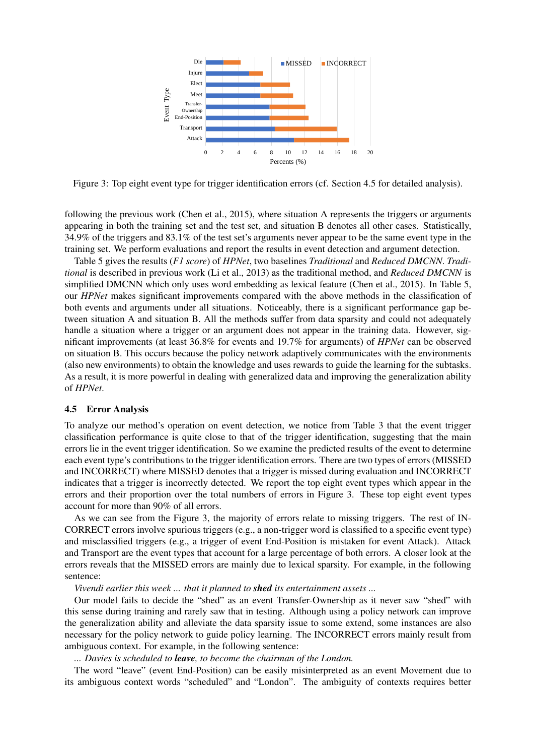Figure 3: Top eight event type for trigger identification errors (cf. Section 4.5 for detailed analysis).

following the previous work (Chen et al., 2015), where situation A represents the triggers or arguments appearing in both the training set and the test set, and situation B denotes all other cases. Statistically, 34.9% of the triggers and 83.1% of the test set's arguments never appear to be the same event type in the training set. We perform evaluations and report the results in event detection and argument detection.

Table 5 gives the results (*F1 score*) of *HPNet*, two baselines *Traditional* and *Reduced DMCNN*. *Traditional* is described in previous work (Li et al., 2013) as the traditional method, and *Reduced DMCNN* is simplified DMCNN which only uses word embedding as lexical feature (Chen et al., 2015). In Table 5, our *HPNet* makes significant improvements compared with the above methods in the classification of both events and arguments under all situations. Noticeably, there is a significant performance gap between situation A and situation B. All the methods suffer from data sparsity and could not adequately handle a situation where a trigger or an argument does not appear in the training data. However, significant improvements (at least 36.8% for events and 19.7% for arguments) of *HPNet* can be observed on situation B. This occurs because the policy network adaptively communicates with the environments (also new environments) to obtain the knowledge and uses rewards to guide the learning for the subtasks. As a result, it is more powerful in dealing with generalized data and improving the generalization ability of *HPNet*.

## 4.5 Error Analysis

To analyze our method's operation on event detection, we notice from Table 3 that the event trigger classification performance is quite close to that of the trigger identification, suggesting that the main errors lie in the event trigger identification. So we examine the predicted results of the event to determine each event type's contributions to the trigger identification errors. There are two types of errors (MISSED and INCORRECT) where MISSED denotes that a trigger is missed during evaluation and INCORRECT indicates that a trigger is incorrectly detected. We report the top eight event types which appear in the errors and their proportion over the total numbers of errors in Figure 3. These top eight event types account for more than 90% of all errors.

As we can see from the Figure 3, the majority of errors relate to missing triggers. The rest of INCORRECT errors involve spurious triggers (e.g., a non-trigger word is classified to a specific event type) and misclassified triggers (e.g., a trigger of event End-Position is mistaken for event Attack). Attack and Transport are the event types that account for a large percentage of both errors. A closer look at the errors reveals that the MISSED errors are mainly due to lexical sparsity. For example, in the following sentence:

*Vivendi earlier this week ... that it planned to* ***shed*** *its entertainment assets ...*

Our model fails to decide the "shed" as an event Transfer-Ownership as it never saw "shed" with this sense during training and rarely saw that in testing. Although using a policy network can improve the generalization ability and alleviate the data sparsity issue to some extend, some instances are also necessary for the policy network to guide policy learning. The INCORRECT errors mainly result from ambiguous context. For example, in the following sentence:

*... Davies is scheduled to* ***leave****, to become the chairman of the London.*

The word "leave" (event End-Position) can be easily misinterpreted as an event Movement due to its ambiguous context words "scheduled" and "London". The ambiguity of contexts requires better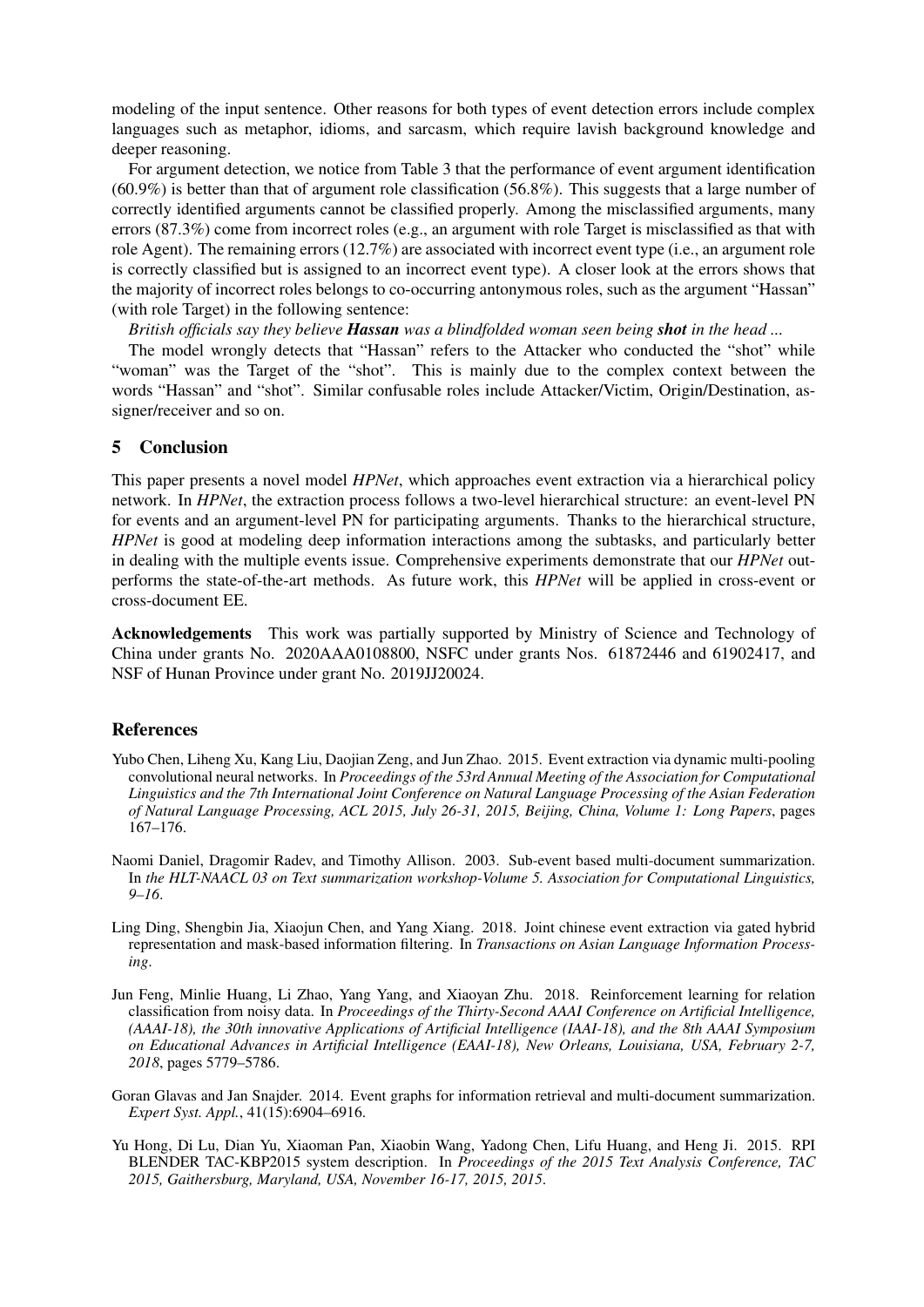modeling of the input sentence. Other reasons for both types of event detection errors include complex languages such as metaphor, idioms, and sarcasm, which require lavish background knowledge and deeper reasoning.

For argument detection, we notice from Table 3 that the performance of event argument identification (60.9%) is better than that of argument role classification (56.8%). This suggests that a large number of correctly identified arguments cannot be classified properly. Among the misclassified arguments, many errors (87.3%) come from incorrect roles (e.g., an argument with role Target is misclassified as that with role Agent). The remaining errors (12.7%) are associated with incorrect event type (i.e., an argument role is correctly classified but is assigned to an incorrect event type). A closer look at the errors shows that the majority of incorrect roles belongs to co-occurring antonymous roles, such as the argument "Hassan" (with role Target) in the following sentence:

*British officials say they believe* ***Hassan*** *was a blindfolded woman seen being* ***shot*** *in the head ...*

The model wrongly detects that "Hassan" refers to the Attacker who conducted the "shot" while "woman" was the Target of the "shot". This is mainly due to the complex context between the words "Hassan" and "shot". Similar confusable roles include Attacker/Victim, Origin/Destination, assigner/receiver and so on.

## 5 Conclusion

This paper presents a novel model *HPNet*, which approaches event extraction via a hierarchical policy network. In *HPNet*, the extraction process follows a two-level hierarchical structure: an event-level PN for events and an argument-level PN for participating arguments. Thanks to the hierarchical structure, *HPNet* is good at modeling deep information interactions among the subtasks, and particularly better in dealing with the multiple events issue. Comprehensive experiments demonstrate that our *HPNet* outperforms the state-of-the-art methods. As future work, this *HPNet* will be applied in cross-event or cross-document EE.

**Acknowledgements** This work was partially supported by Ministry of Science and Technology of China under grants No. 2020AAA0108800, NSFC under grants Nos. 61872446 and 61902417, and NSF of Hunan Province under grant No. 2019JJ20024.

## References

Yubo Chen, Liheng Xu, Kang Liu, Daojian Zeng, and Jun Zhao. 2015. Event extraction via dynamic multi-pooling convolutional neural networks. In *Proceedings of the 53rd Annual Meeting of the Association for Computational Linguistics and the 7th International Joint Conference on Natural Language Processing of the Asian Federation of Natural Language Processing, ACL 2015, July 26-31, 2015, Beijing, China, Volume 1: Long Papers*, pages 167–176.

Naomi Daniel, Dragomir Radev, and Timothy Allison. 2003. Sub-event based multi-document summarization. In *the HLT-NAACL 03 on Text summarization workshop-Volume 5. Association for Computational Linguistics, 9–16*.

Ling Ding, Shengbin Jia, Xiaojun Chen, and Yang Xiang. 2018. Joint chinese event extraction via gated hybrid representation and mask-based information filtering. In *Transactions on Asian Language Information Processing*.

Jun Feng, Minlie Huang, Li Zhao, Yang Yang, and Xiaoyan Zhu. 2018. Reinforcement learning for relation classification from noisy data. In *Proceedings of the Thirty-Second AAAI Conference on Artificial Intelligence, (AAAI-18), the 30th innovative Applications of Artificial Intelligence (IAAI-18), and the 8th AAAI Symposium on Educational Advances in Artificial Intelligence (EAAI-18), New Orleans, Louisiana, USA, February 2-7, 2018*, pages 5779–5786.

Goran Glavas and Jan Snajder. 2014. Event graphs for information retrieval and multi-document summarization. *Expert Syst. Appl.*, 41(15):6904–6916.

Yu Hong, Di Lu, Dian Yu, Xiaoman Pan, Xiaobin Wang, Yadong Chen, Lifu Huang, and Heng Ji. 2015. RPI BLENDER TAC-KBP2015 system description. In *Proceedings of the 2015 Text Analysis Conference, TAC 2015, Gaithersburg, Maryland, USA, November 16-17, 2015, 2015*.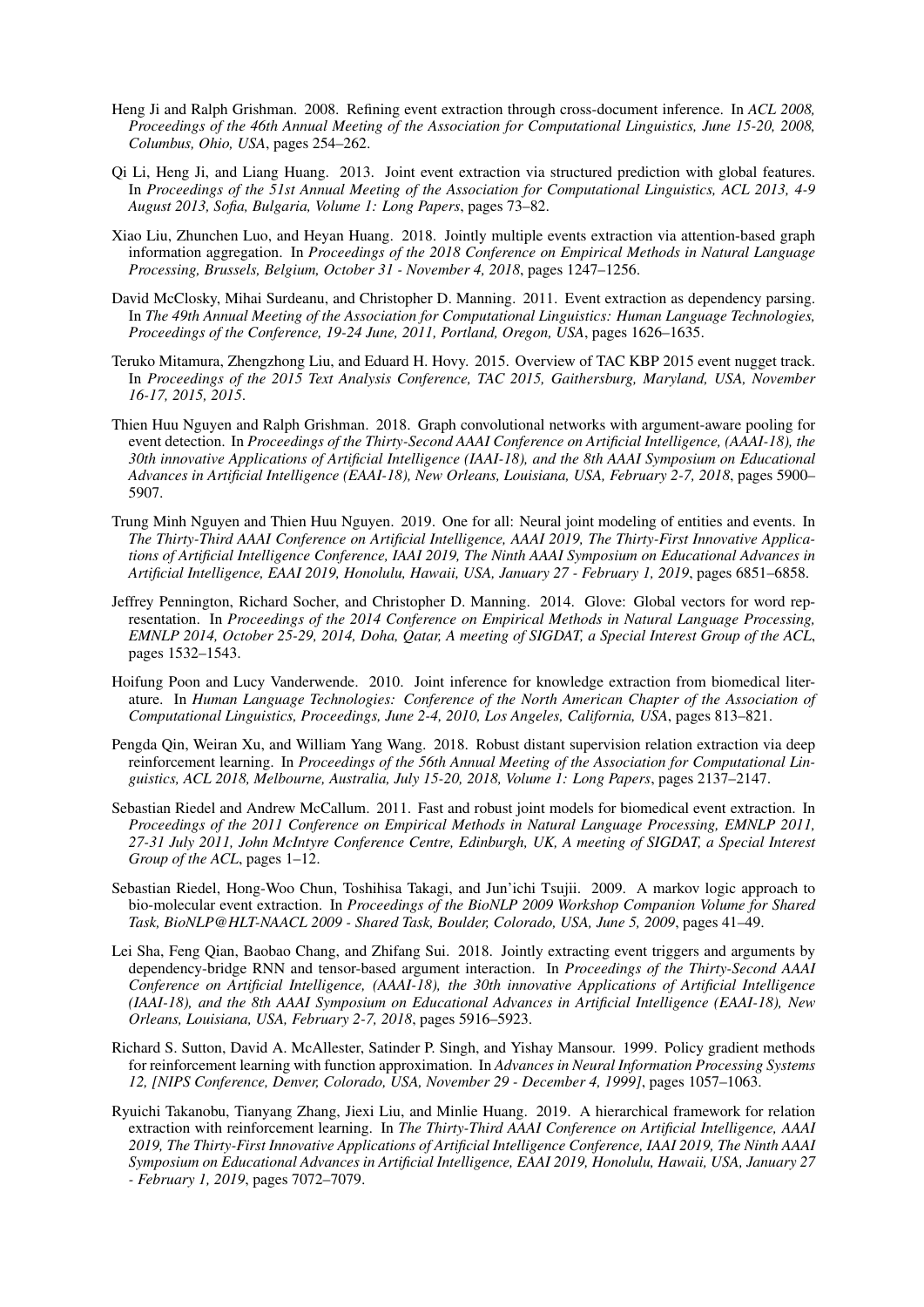Heng Ji and Ralph Grishman. 2008. Refining event extraction through cross-document inference. In *ACL 2008, Proceedings of the 46th Annual Meeting of the Association for Computational Linguistics, June 15-20, 2008, Columbus, Ohio, USA*, pages 254–262.

Qi Li, Heng Ji, and Liang Huang. 2013. Joint event extraction via structured prediction with global features. In *Proceedings of the 51st Annual Meeting of the Association for Computational Linguistics, ACL 2013, 4-9 August 2013, Sofia, Bulgaria, Volume 1: Long Papers*, pages 73–82.

Xiao Liu, Zhunchen Luo, and Heyan Huang. 2018. Jointly multiple events extraction via attention-based graph information aggregation. In *Proceedings of the 2018 Conference on Empirical Methods in Natural Language Processing, Brussels, Belgium, October 31 - November 4, 2018*, pages 1247–1256.

David McClosky, Mihai Surdeanu, and Christopher D. Manning. 2011. Event extraction as dependency parsing. In *The 49th Annual Meeting of the Association for Computational Linguistics: Human Language Technologies, Proceedings of the Conference, 19-24 June, 2011, Portland, Oregon, USA*, pages 1626–1635.

Teruko Mitamura, Zhengzhong Liu, and Eduard H. Hovy. 2015. Overview of TAC KBP 2015 event nugget track. In *Proceedings of the 2015 Text Analysis Conference, TAC 2015, Gaithersburg, Maryland, USA, November 16-17, 2015, 2015*.

Thien Huu Nguyen and Ralph Grishman. 2018. Graph convolutional networks with argument-aware pooling for event detection. In *Proceedings of the Thirty-Second AAAI Conference on Artificial Intelligence, (AAAI-18), the 30th innovative Applications of Artificial Intelligence (IAAI-18), and the 8th AAAI Symposium on Educational Advances in Artificial Intelligence (EAAI-18), New Orleans, Louisiana, USA, February 2-7, 2018*, pages 5900–5907.

Trung Minh Nguyen and Thien Huu Nguyen. 2019. One for all: Neural joint modeling of entities and events. In *The Thirty-Third AAAI Conference on Artificial Intelligence, AAAI 2019, The Thirty-First Innovative Applications of Artificial Intelligence Conference, IAAI 2019, The Ninth AAAI Symposium on Educational Advances in Artificial Intelligence, EAAI 2019, Honolulu, Hawaii, USA, January 27 - February 1, 2019*, pages 6851–6858.

Jeffrey Pennington, Richard Socher, and Christopher D. Manning. 2014. Glove: Global vectors for word representation. In *Proceedings of the 2014 Conference on Empirical Methods in Natural Language Processing, EMNLP 2014, October 25-29, 2014, Doha, Qatar, A meeting of SIGDAT, a Special Interest Group of the ACL*, pages 1532–1543.

Hoifung Poon and Lucy Vanderwende. 2010. Joint inference for knowledge extraction from biomedical literature. In *Human Language Technologies: Conference of the North American Chapter of the Association of Computational Linguistics, Proceedings, June 2-4, 2010, Los Angeles, California, USA*, pages 813–821.

Pengda Qin, Weiran Xu, and William Yang Wang. 2018. Robust distant supervision relation extraction via deep reinforcement learning. In *Proceedings of the 56th Annual Meeting of the Association for Computational Linguistics, ACL 2018, Melbourne, Australia, July 15-20, 2018, Volume 1: Long Papers*, pages 2137–2147.

Sebastian Riedel and Andrew McCallum. 2011. Fast and robust joint models for biomedical event extraction. In *Proceedings of the 2011 Conference on Empirical Methods in Natural Language Processing, EMNLP 2011, 27-31 July 2011, John McIntyre Conference Centre, Edinburgh, UK, A meeting of SIGDAT, a Special Interest Group of the ACL*, pages 1–12.

Sebastian Riedel, Hong-Woo Chun, Toshihisa Takagi, and Jun'ichi Tsujii. 2009. A markov logic approach to bio-molecular event extraction. In *Proceedings of the BioNLP 2009 Workshop Companion Volume for Shared Task, BioNLP@HLT-NAACL 2009 - Shared Task, Boulder, Colorado, USA, June 5, 2009*, pages 41–49.

Lei Sha, Feng Qian, Baobao Chang, and Zhifang Sui. 2018. Jointly extracting event triggers and arguments by dependency-bridge RNN and tensor-based argument interaction. In *Proceedings of the Thirty-Second AAAI Conference on Artificial Intelligence, (AAAI-18), the 30th innovative Applications of Artificial Intelligence (IAAI-18), and the 8th AAAI Symposium on Educational Advances in Artificial Intelligence (EAAI-18), New Orleans, Louisiana, USA, February 2-7, 2018*, pages 5916–5923.

Richard S. Sutton, David A. McAllester, Satinder P. Singh, and Yishay Mansour. 1999. Policy gradient methods for reinforcement learning with function approximation. In *Advances in Neural Information Processing Systems 12, [NIPS Conference, Denver, Colorado, USA, November 29 - December 4, 1999]*, pages 1057–1063.

Ryuichi Takanobu, Tianyang Zhang, Jiexi Liu, and Minlie Huang. 2019. A hierarchical framework for relation extraction with reinforcement learning. In *The Thirty-Third AAAI Conference on Artificial Intelligence, AAAI 2019, The Thirty-First Innovative Applications of Artificial Intelligence Conference, IAAI 2019, The Ninth AAAI Symposium on Educational Advances in Artificial Intelligence, EAAI 2019, Honolulu, Hawaii, USA, January 27 - February 1, 2019*, pages 7072–7079.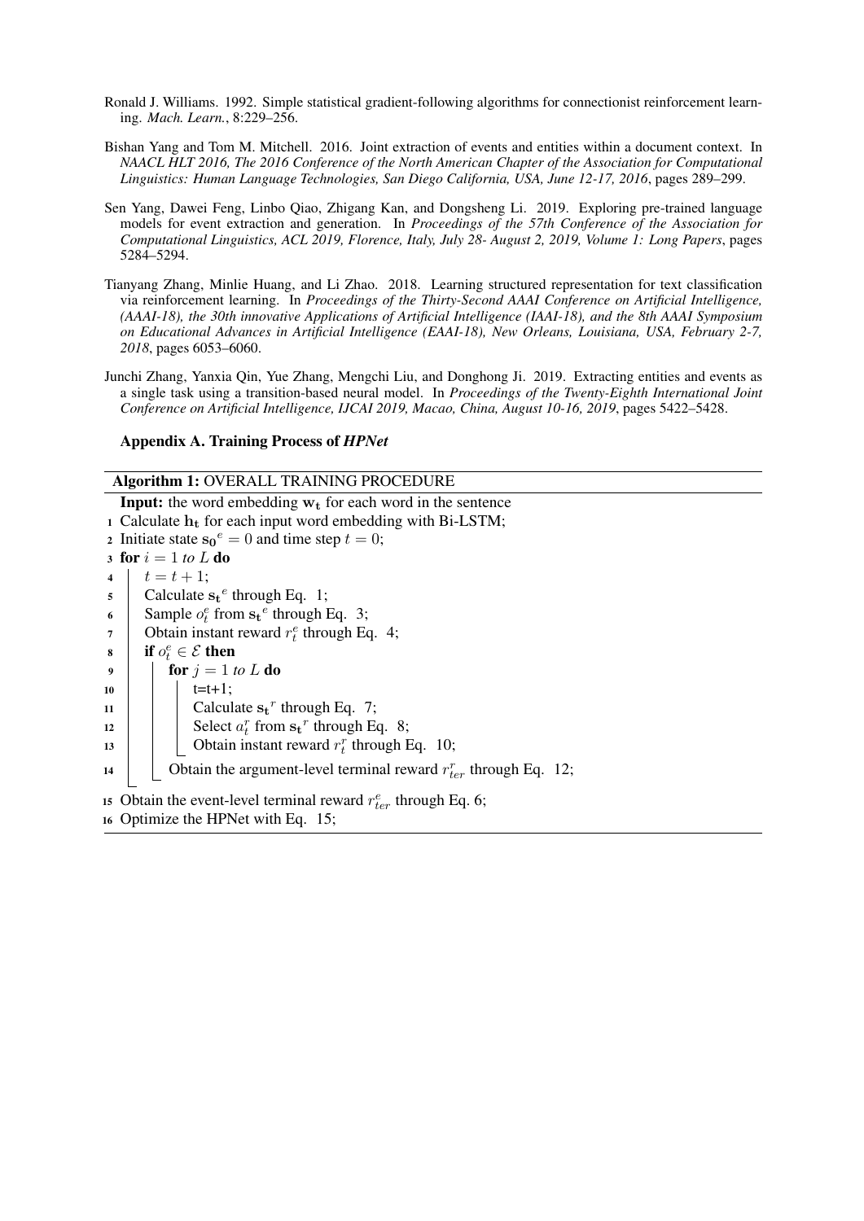Ronald J. Williams. 1992. Simple statistical gradient-following algorithms for connectionist reinforcement learning. *Mach. Learn.*, 8:229–256.

Bishan Yang and Tom M. Mitchell. 2016. Joint extraction of events and entities within a document context. In *NAACL HLT 2016, The 2016 Conference of the North American Chapter of the Association for Computational Linguistics: Human Language Technologies, San Diego California, USA, June 12-17, 2016*, pages 289–299.

Sen Yang, Dawei Feng, Linbo Qiao, Zhigang Kan, and Dongsheng Li. 2019. Exploring pre-trained language models for event extraction and generation. In *Proceedings of the 57th Conference of the Association for Computational Linguistics, ACL 2019, Florence, Italy, July 28- August 2, 2019, Volume 1: Long Papers*, pages 5284–5294.

Tianyang Zhang, Minlie Huang, and Li Zhao. 2018. Learning structured representation for text classification via reinforcement learning. In *Proceedings of the Thirty-Second AAAI Conference on Artificial Intelligence, (AAAI-18), the 30th innovative Applications of Artificial Intelligence (IAAI-18), and the 8th AAAI Symposium on Educational Advances in Artificial Intelligence (EAAI-18), New Orleans, Louisiana, USA, February 2-7, 2018*, pages 6053–6060.

Junchi Zhang, Yanxia Qin, Yue Zhang, Mengchi Liu, and Donghong Ji. 2019. Extracting entities and events as a single task using a transition-based neural model. In *Proceedings of the Twenty-Eighth International Joint Conference on Artificial Intelligence, IJCAI 2019, Macao, China, August 10-16, 2019*, pages 5422–5428.

## Appendix A. Training Process of *HPNet*

**Algorithm 1:** OVERALL TRAINING PROCEDURE

**Input:** the word embedding $\mathbf{w_t}$ for each word in the sentence

1. Calculate $\mathbf{h_t}$ for each input word embedding with Bi-LSTM;
2. Initiate state $\mathbf{s_0}^e = 0$ and time step $t = 0$;
3. **for** $i = 1$ *to* $L$ **do**
4. $\quad t = t + 1$;
5. $\quad$ Calculate $\mathbf{s_t}^e$ through Eq. 1;
6. $\quad$ Sample $o_t^e$ from $\mathbf{s_t}^e$ through Eq. 3;
7. $\quad$ Obtain instant reward $r_t^e$ through Eq. 4;
8. $\quad$ **if** $o_t^e \in \mathcal{E}$ **then**
9. $\quad\quad$ **for** $j = 1$ *to* $L$ **do**
10. $\quad\quad\quad$ t=t+1;
11. $\quad\quad\quad$ Calculate $\mathbf{s_t}^r$ through Eq. 7;
12. $\quad\quad\quad$ Select $a_t^r$ from $\mathbf{s_t}^r$ through Eq. 8;
13. $\quad\quad\quad$ Obtain instant reward $r_t^r$ through Eq. 10;
14. $\quad\quad$ Obtain the argument-level terminal reward $r_{ter}^r$ through Eq. 12;
15. Obtain the event-level terminal reward $r_{ter}^e$ through Eq. 6;
16. Optimize the HPNet with Eq. 15;